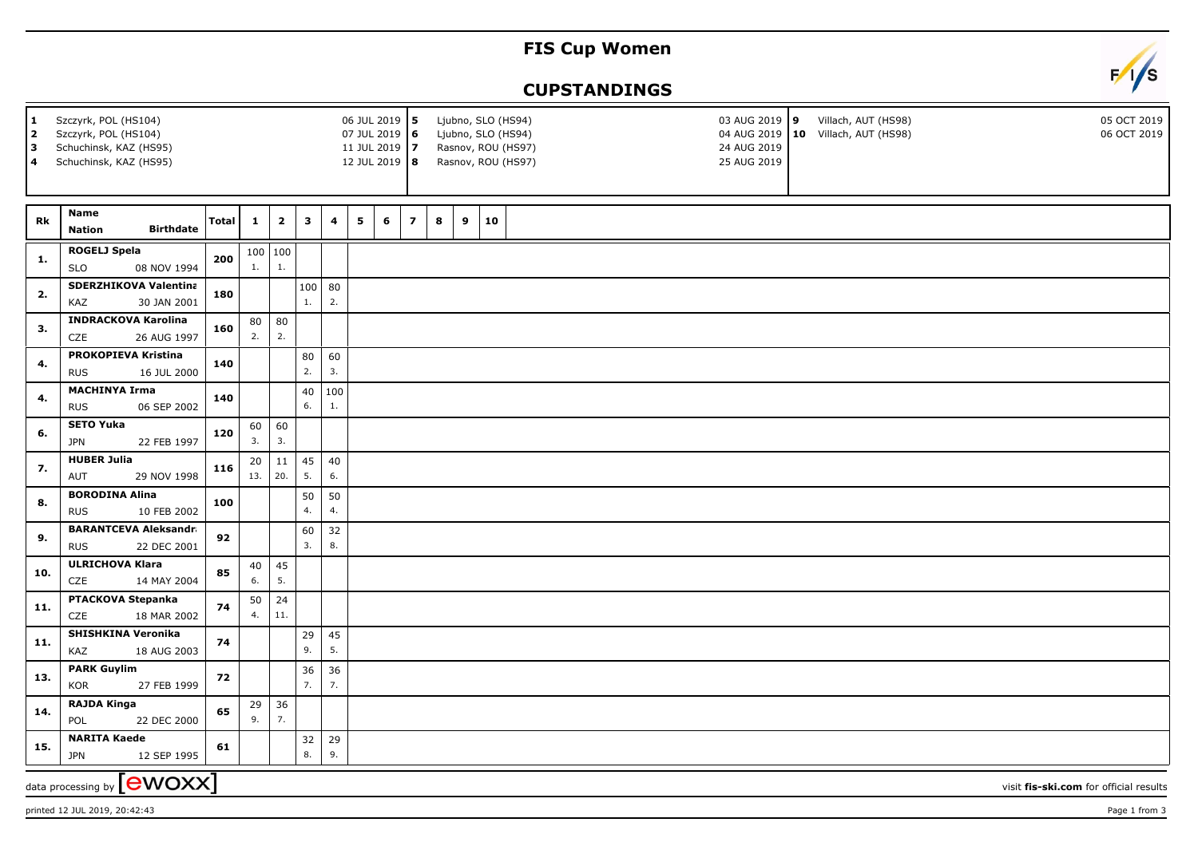# FIS Cup Women

## CUPSTANDINGS

| | | | | | | | |
|---|---|---|---|---|---|---|---|
| 1 | Szczyrk, POL (HS104) | 06 JUL 2019 | 5 | Ljubno, SLO (HS94) | 03 AUG 2019 | 9 | Villach, AUT (HS98) | 05 OCT 2019 |
| 2 | Szczyrk, POL (HS104) | 07 JUL 2019 | 6 | Ljubno, SLO (HS94) | 04 AUG 2019 | 10 | Villach, AUT (HS98) | 06 OCT 2019 |
| 3 | Schuchinsk, KAZ (HS95) | 11 JUL 2019 | 7 | Rasnov, ROU (HS97) | 24 AUG 2019 | | | |
| 4 | Schuchinsk, KAZ (HS95) | 12 JUL 2019 | 8 | Rasnov, ROU (HS97) | 25 AUG 2019 | | | |

| Rk | Name / Nation | Birthdate | Total | 1 | 2 | 3 | 4 | 5 | 6 | 7 | 8 | 9 | 10 |
|---|---|---|---|---|---|---|---|---|---|---|---|---|---|
| 1. | ROGELJ Spela / SLO | 08 NOV 1994 | 200 | 100 1. | 100 1. | | | | | | | | |
| 2. | SDERZHIKOVA Valentina / KAZ | 30 JAN 2001 | 180 | | | 100 1. | 80 2. | | | | | | |
| 3. | INDRACKOVA Karolina / CZE | 26 AUG 1997 | 160 | 80 2. | 80 2. | | | | | | | | |
| 4. | PROKOPIEVA Kristina / RUS | 16 JUL 2000 | 140 | | | 80 2. | 60 3. | | | | | | |
| 4. | MACHINYA Irma / RUS | 06 SEP 2002 | 140 | | | 40 6. | 100 1. | | | | | | |
| 6. | SETO Yuka / JPN | 22 FEB 1997 | 120 | 60 3. | 60 3. | | | | | | | | |
| 7. | HUBER Julia / AUT | 29 NOV 1998 | 116 | 20 13. | 11 20. | 45 5. | 40 6. | | | | | | |
| 8. | BORODINA Alina / RUS | 10 FEB 2002 | 100 | | | 50 4. | 50 4. | | | | | | |
| 9. | BARANTCEVA Aleksandra / RUS | 22 DEC 2001 | 92 | | | 60 3. | 32 8. | | | | | | |
| 10. | ULRICHOVA Klara / CZE | 14 MAY 2004 | 85 | 40 6. | 45 5. | | | | | | | | |
| 11. | PTACKOVA Stepanka / CZE | 18 MAR 2002 | 74 | 50 4. | 24 11. | | | | | | | | |
| 11. | SHISHKINA Veronika / KAZ | 18 AUG 2003 | 74 | | | 29 9. | 45 5. | | | | | | |
| 13. | PARK Guylim / KOR | 27 FEB 1999 | 72 | | | 36 7. | 36 7. | | | | | | |
| 14. | RAJDA Kinga / POL | 22 DEC 2000 | 65 | 29 9. | 36 7. | | | | | | | | |
| 15. | NARITA Kaede / JPN | 12 SEP 1995 | 61 | | | 32 8. | 29 9. | | | | | | |

data processing by ewoxx — visit fis-ski.com for official results

printed 12 JUL 2019, 20:42:43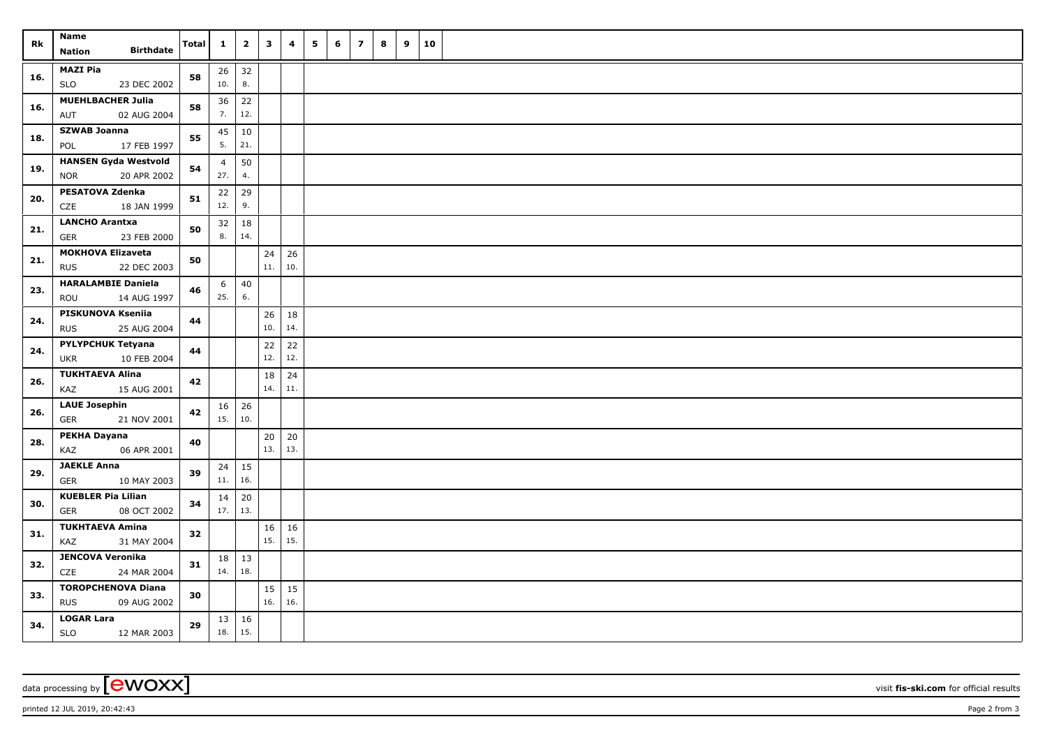| Rk | Name<br>Nation Birthdate | Total | 1 | 2 | 3 | 4 | 5 | 6 | 7 | 8 | 9 | 10 |
|---|---|---|---|---|---|---|---|---|---|---|---|---|
| 16. | **MAZI Pia**<br>SLO 23 DEC 2002 | 58 | 26<br>10. | 32<br>8. | | | | | | | | |
| 16. | **MUEHLBACHER Julia**<br>AUT 02 AUG 2004 | 58 | 36<br>7. | 22<br>12. | | | | | | | | |
| 18. | **SZWAB Joanna**<br>POL 17 FEB 1997 | 55 | 45<br>5. | 10<br>21. | | | | | | | | |
| 19. | **HANSEN Gyda Westvold**<br>NOR 20 APR 2002 | 54 | 4<br>27. | 50<br>4. | | | | | | | | |
| 20. | **PESATOVA Zdenka**<br>CZE 18 JAN 1999 | 51 | 22<br>12. | 29<br>9. | | | | | | | | |
| 21. | **LANCHO Arantxa**<br>GER 23 FEB 2000 | 50 | 32<br>8. | 18<br>14. | | | | | | | | |
| 21. | **MOKHOVA Elizaveta**<br>RUS 22 DEC 2003 | 50 | | | 24<br>11. | 26<br>10. | | | | | | |
| 23. | **HARALAMBIE Daniela**<br>ROU 14 AUG 1997 | 46 | 6<br>25. | 40<br>6. | | | | | | | | |
| 24. | **PISKUNOVA Kseniia**<br>RUS 25 AUG 2004 | 44 | | | 26<br>10. | 18<br>14. | | | | | | |
| 24. | **PYLYPCHUK Tetyana**<br>UKR 10 FEB 2004 | 44 | | | 22<br>12. | 22<br>12. | | | | | | |
| 26. | **TUKHTAEVA Alina**<br>KAZ 15 AUG 2001 | 42 | | | 18<br>14. | 24<br>11. | | | | | | |
| 26. | **LAUE Josephin**<br>GER 21 NOV 2001 | 42 | 16<br>15. | 26<br>10. | | | | | | | | |
| 28. | **PEKHA Dayana**<br>KAZ 06 APR 2001 | 40 | | | 20<br>13. | 20<br>13. | | | | | | |
| 29. | **JAEKLE Anna**<br>GER 10 MAY 2003 | 39 | 24<br>11. | 15<br>16. | | | | | | | | |
| 30. | **KUEBLER Pia Lilian**<br>GER 08 OCT 2002 | 34 | 14<br>17. | 20<br>13. | | | | | | | | |
| 31. | **TUKHTAEVA Amina**<br>KAZ 31 MAY 2004 | 32 | | | 16<br>15. | 16<br>15. | | | | | | |
| 32. | **JENCOVA Veronika**<br>CZE 24 MAR 2004 | 31 | 18<br>14. | 13<br>18. | | | | | | | | |
| 33. | **TOROPCHENOVA Diana**<br>RUS 09 AUG 2002 | 30 | | | 15<br>16. | 15<br>16. | | | | | | |
| 34. | **LOGAR Lara**<br>SLO 12 MAR 2003 | 29 | 13<br>18. | 16<br>15. | | | | | | | | |

data processing by [ewoxx] visit **fis-ski.com** for official results

printed 12 JUL 2019, 20:42:43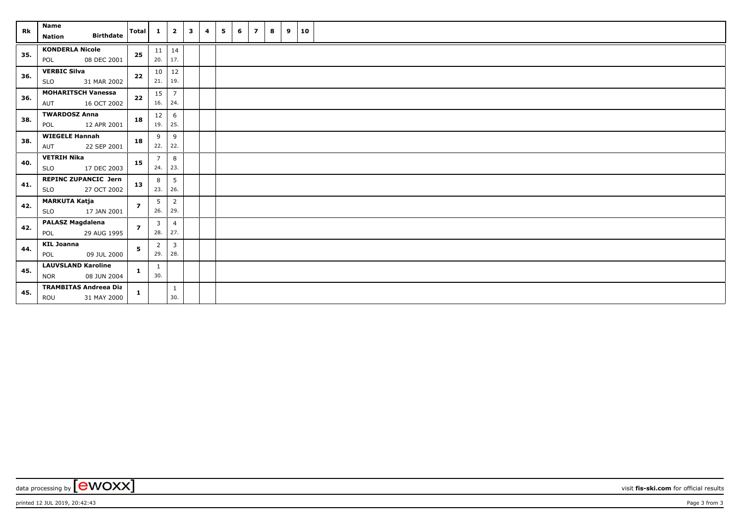| Rk | Name<br>Nation Birthdate | Total | 1 | 2 | 3 | 4 | 5 | 6 | 7 | 8 | 9 | 10 |
|---|---|---|---|---|---|---|---|---|---|---|---|---|
| 35. | **KONDERLA Nicole**<br>POL 08 DEC 2001 | **25** | 11<br>20. | 14<br>17. | | | | | | | | |
| 36. | **VERBIC Silva**<br>SLO 31 MAR 2002 | **22** | 10<br>21. | 12<br>19. | | | | | | | | |
| 36. | **MOHARITSCH Vanessa**<br>AUT 16 OCT 2002 | **22** | 15<br>16. | 7<br>24. | | | | | | | | |
| 38. | **TWARDOSZ Anna**<br>POL 12 APR 2001 | **18** | 12<br>19. | 6<br>25. | | | | | | | | |
| 38. | **WIEGELE Hannah**<br>AUT 22 SEP 2001 | **18** | 9<br>22. | 9<br>22. | | | | | | | | |
| 40. | **VETRIH Nika**<br>SLO 17 DEC 2003 | **15** | 7<br>24. | 8<br>23. | | | | | | | | |
| 41. | **REPINC ZUPANCIC Jern**<br>SLO 27 OCT 2002 | **13** | 8<br>23. | 5<br>26. | | | | | | | | |
| 42. | **MARKUTA Katja**<br>SLO 17 JAN 2001 | **7** | 5<br>26. | 2<br>29. | | | | | | | | |
| 42. | **PALASZ Magdalena**<br>POL 29 AUG 1995 | **7** | 3<br>28. | 4<br>27. | | | | | | | | |
| 44. | **KIL Joanna**<br>POL 09 JUL 2000 | **5** | 2<br>29. | 3<br>28. | | | | | | | | |
| 45. | **LAUVSLAND Karoline**<br>NOR 08 JUN 2004 | **1** | 1<br>30. | | | | | | | | | |
| 45. | **TRAMBITAS Andreea Dia**<br>ROU 31 MAY 2000 | **1** | | 1<br>30. | | | | | | | | |

data processing by [ewoxx] visit **fis-ski.com** for official results

printed 12 JUL 2019, 20:42:43